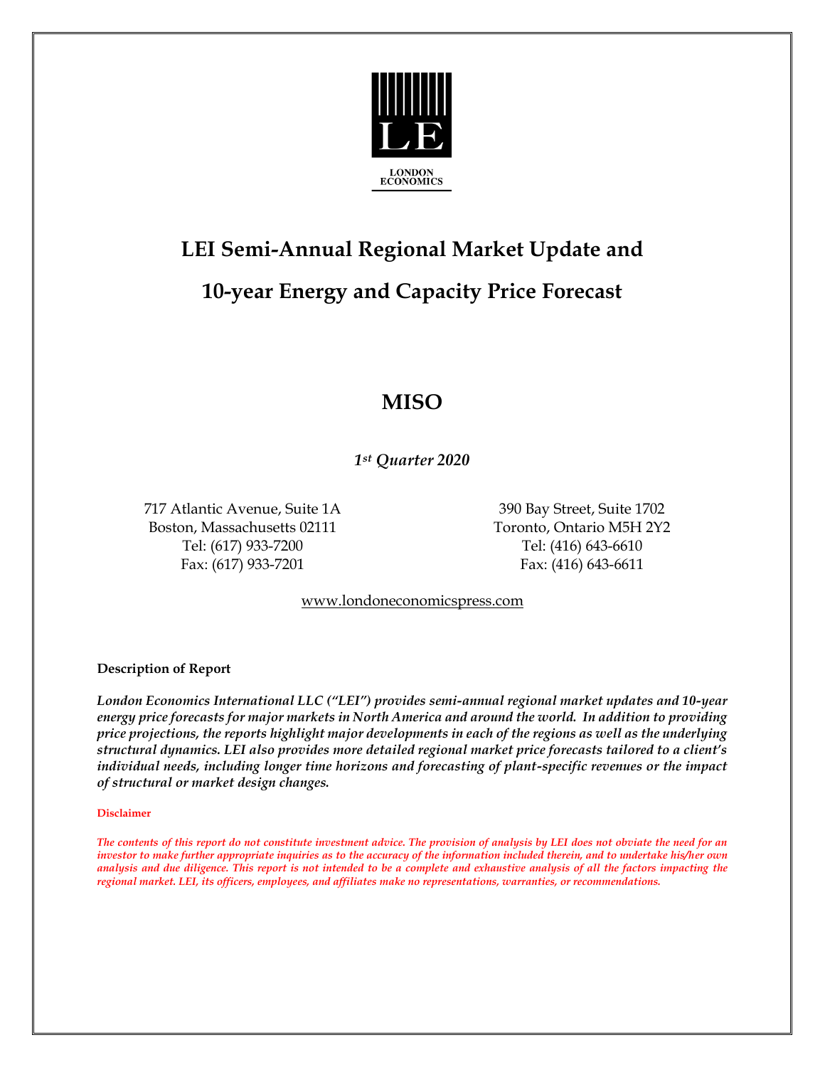LE

LONDON ECONOMICS

# LEI Semi-Annual Regional Market Update and 10-year Energy and Capacity Price Forecast

# MISO

*1st Quarter 2020*

717 Atlantic Avenue, Suite 1A
Boston, Massachusetts 02111
Tel: (617) 933-7200
Fax: (617) 933-7201

390 Bay Street, Suite 1702
Toronto, Ontario M5H 2Y2
Tel: (416) 643-6610
Fax: (416) 643-6611

www.londoneconomicspress.com

**Description of Report**

***London Economics International LLC ("LEI") provides semi-annual regional market updates and 10-year energy price forecasts for major markets in North America and around the world. In addition to providing price projections, the reports highlight major developments in each of the regions as well as the underlying structural dynamics. LEI also provides more detailed regional market price forecasts tailored to a client's individual needs, including longer time horizons and forecasting of plant-specific revenues or the impact of structural or market design changes.***

**Disclaimer**

***The contents of this report do not constitute investment advice. The provision of analysis by LEI does not obviate the need for an investor to make further appropriate inquiries as to the accuracy of the information included therein, and to undertake his/her own analysis and due diligence. This report is not intended to be a complete and exhaustive analysis of all the factors impacting the regional market. LEI, its officers, employees, and affiliates make no representations, warranties, or recommendations.***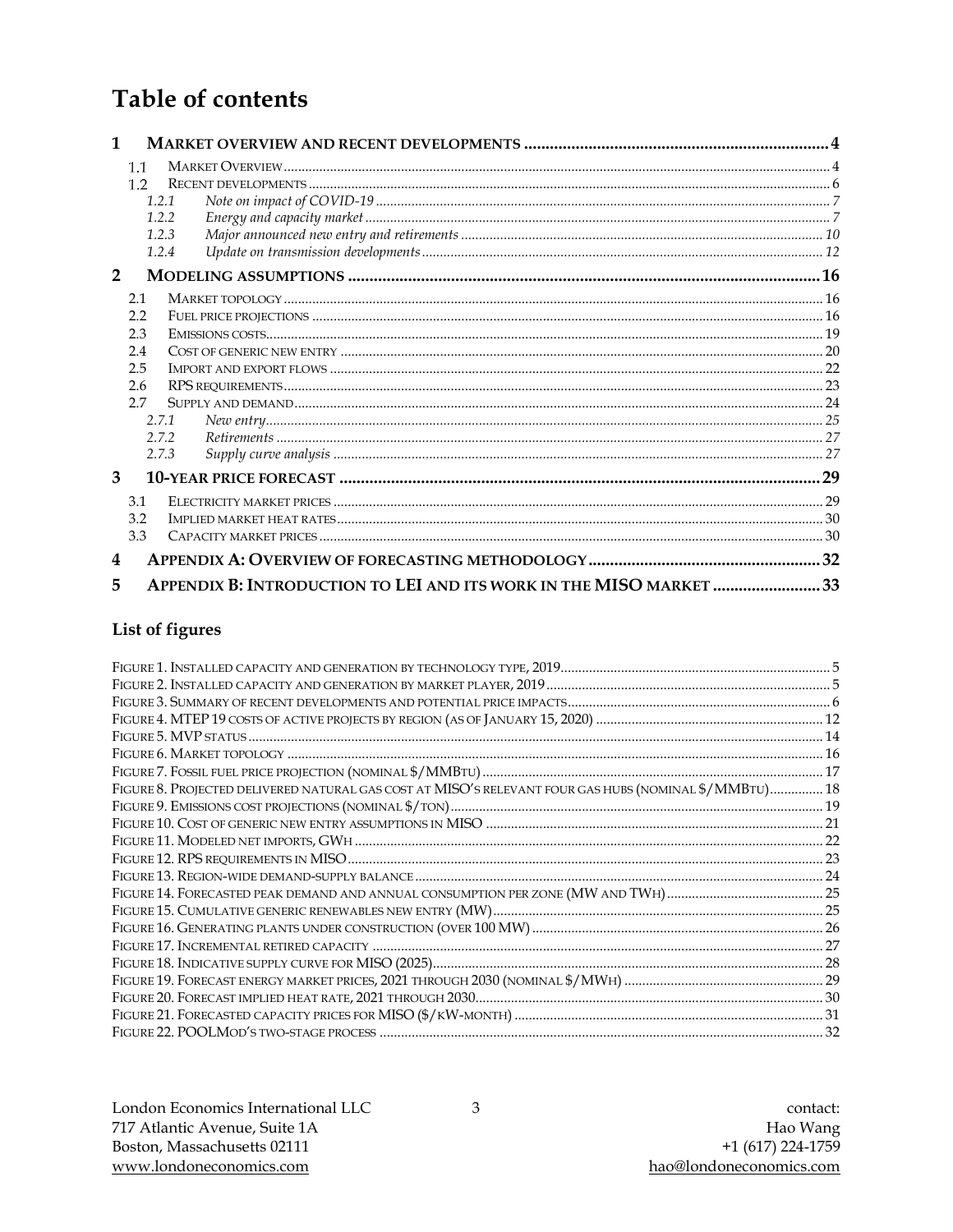# Table of contents

**1 MARKET OVERVIEW AND RECENT DEVELOPMENTS ....................................................................... 4**

- 1.1 MARKET OVERVIEW ........................................................................................................................ 4
- 1.2 RECENT DEVELOPMENTS ................................................................................................................. 6
  - 1.2.1 *Note on impact of COVID-19* ............................................................................................ 7
  - 1.2.2 *Energy and capacity market* ............................................................................................. 7
  - 1.2.3 *Major announced new entry and retirements* ................................................................... 10
  - 1.2.4 *Update on transmission developments* ............................................................................. 12

**2 MODELING ASSUMPTIONS ........................................................................................................... 16**

- 2.1 MARKET TOPOLOGY ....................................................................................................................... 16
- 2.2 FUEL PRICE PROJECTIONS ............................................................................................................... 16
- 2.3 EMISSIONS COSTS ........................................................................................................................... 19
- 2.4 COST OF GENERIC NEW ENTRY ....................................................................................................... 20
- 2.5 IMPORT AND EXPORT FLOWS .......................................................................................................... 22
- 2.6 RPS REQUIREMENTS ....................................................................................................................... 23
- 2.7 SUPPLY AND DEMAND .................................................................................................................... 24
  - 2.7.1 *New entry* ........................................................................................................................ 25
  - 2.7.2 *Retirements* ..................................................................................................................... 27
  - 2.7.3 *Supply curve analysis* ...................................................................................................... 27

**3 10-YEAR PRICE FORECAST ............................................................................................................ 29**

- 3.1 ELECTRICITY MARKET PRICES ......................................................................................................... 29
- 3.2 IMPLIED MARKET HEAT RATES ........................................................................................................ 30
- 3.3 CAPACITY MARKET PRICES ............................................................................................................. 30

**4 APPENDIX A: OVERVIEW OF FORECASTING METHODOLOGY ...................................................... 32**

**5 APPENDIX B: INTRODUCTION TO LEI AND ITS WORK IN THE MISO MARKET ......................... 33**

## List of figures

- FIGURE 1. INSTALLED CAPACITY AND GENERATION BY TECHNOLOGY TYPE, 2019 ........................................................... 5
- FIGURE 2. INSTALLED CAPACITY AND GENERATION BY MARKET PLAYER, 2019 ................................................................ 5
- FIGURE 3. SUMMARY OF RECENT DEVELOPMENTS AND POTENTIAL PRICE IMPACTS ......................................................... 6
- FIGURE 4. MTEP 19 COSTS OF ACTIVE PROJECTS BY REGION (AS OF JANUARY 15, 2020) ............................................... 12
- FIGURE 5. MVP STATUS ........................................................................................................................................... 14
- FIGURE 6. MARKET TOPOLOGY ................................................................................................................................ 16
- FIGURE 7. FOSSIL FUEL PRICE PROJECTION (NOMINAL $/MMBTU) ............................................................................... 17
- FIGURE 8. PROJECTED DELIVERED NATURAL GAS COST AT MISO'S RELEVANT FOUR GAS HUBS (NOMINAL $/MMBTU) ............... 18
- FIGURE 9. EMISSIONS COST PROJECTIONS (NOMINAL $/TON) ........................................................................................ 19
- FIGURE 10. COST OF GENERIC NEW ENTRY ASSUMPTIONS IN MISO .............................................................................. 21
- FIGURE 11. MODELED NET IMPORTS, GWH .................................................................................................................. 22
- FIGURE 12. RPS REQUIREMENTS IN MISO ..................................................................................................................... 23
- FIGURE 13. REGION-WIDE DEMAND-SUPPLY BALANCE .................................................................................................. 24
- FIGURE 14. FORECASTED PEAK DEMAND AND ANNUAL CONSUMPTION PER ZONE (MW AND TWH) ............................................ 25
- FIGURE 15. CUMULATIVE GENERIC RENEWABLES NEW ENTRY (MW) ............................................................................. 25
- FIGURE 16. GENERATING PLANTS UNDER CONSTRUCTION (OVER 100 MW) ................................................................... 26
- FIGURE 17. INCREMENTAL RETIRED CAPACITY .............................................................................................................. 27
- FIGURE 18. INDICATIVE SUPPLY CURVE FOR MISO (2025) ............................................................................................. 28
- FIGURE 19. FORECAST ENERGY MARKET PRICES, 2021 THROUGH 2030 (NOMINAL $/MWH) ........................................................ 29
- FIGURE 20. FORECAST IMPLIED HEAT RATE, 2021 THROUGH 2030 ................................................................................. 30
- FIGURE 21. FORECASTED CAPACITY PRICES FOR MISO ($/KW-MONTH) ....................................................................... 31
- FIGURE 22. POOLMOD'S TWO-STAGE PROCESS ............................................................................................................ 32